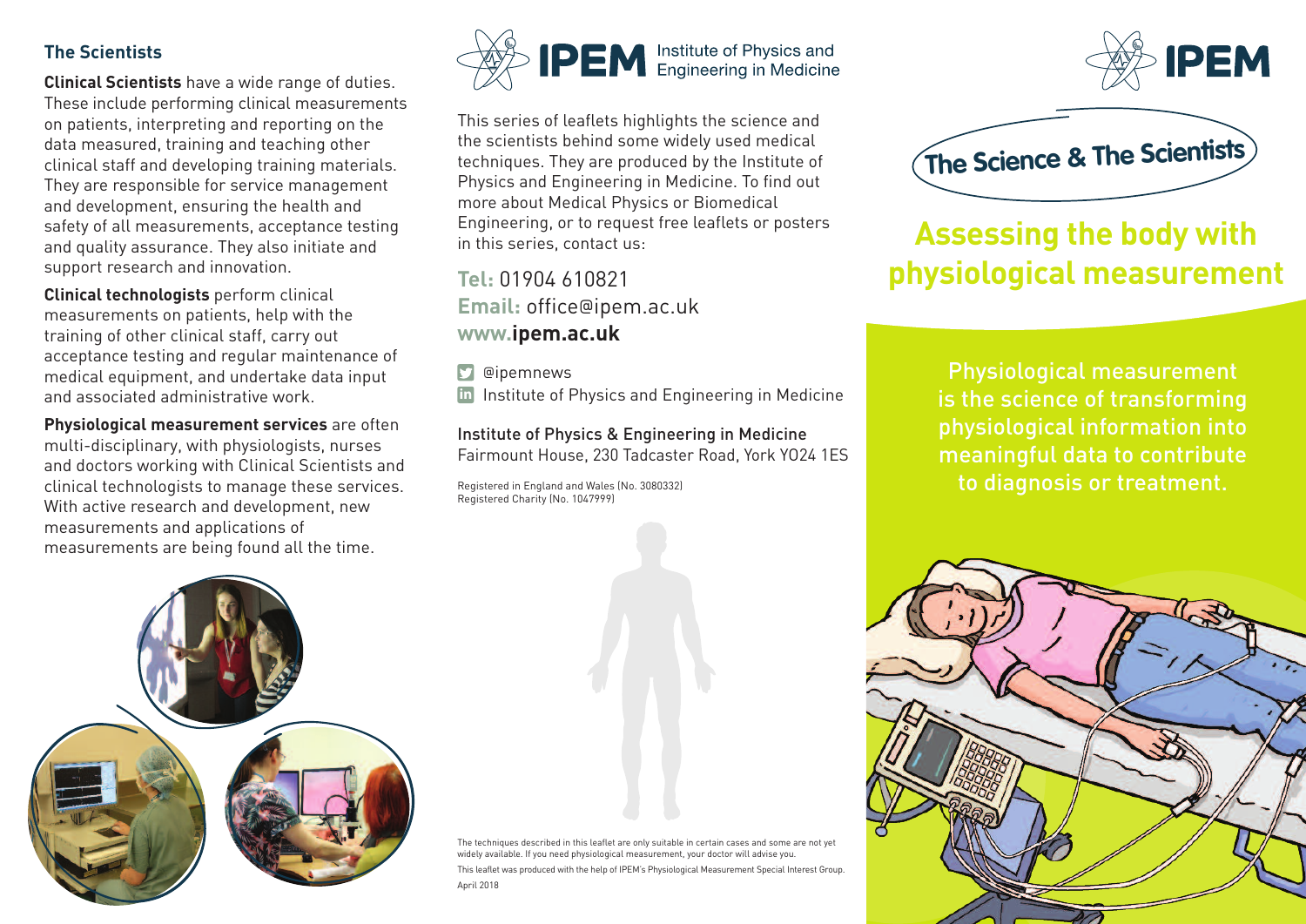## The Scientists

**Clinical Scientists** have a wide range of duties. These include performing clinical measurements on patients, interpreting and reporting on the data measured, training and teaching other clinical staff and developing training materials. They are responsible for service management and development, ensuring the health and safety of all measurements, acceptance testing and quality assurance. They also initiate and support research and innovation.

**Clinical technologists** perform clinical measurements on patients, help with the training of other clinical staff, carry out acceptance testing and regular maintenance of medical equipment, and undertake data input and associated administrative work.

**Physiological measurement services** are often multi-disciplinary, with physiologists, nurses and doctors working with Clinical Scientists and clinical technologists to manage these services. With active research and development, new measurements and applications of measurements are being found all the time.

**IPEM** Institute of Physics and Engineering in Medicine

This series of leaflets highlights the science and the scientists behind some widely used medical techniques. They are produced by the Institute of Physics and Engineering in Medicine. To find out more about Medical Physics or Biomedical Engineering, or to request free leaflets or posters in this series, contact us:

**Tel:** 01904 610821
**Email:** office@ipem.ac.uk
**www.ipem.ac.uk**

@ipemnews
Institute of Physics and Engineering in Medicine

Institute of Physics & Engineering in Medicine
Fairmount House, 230 Tadcaster Road, York YO24 1ES

Registered in England and Wales (No. 3080332)
Registered Charity (No. 1047999)

The techniques described in this leaflet are only suitable in certain cases and some are not yet widely available. If you need physiological measurement, your doctor will advise you.

This leaflet was produced with the help of IPEM's Physiological Measurement Special Interest Group.

April 2018

**IPEM**

The Science & The Scientists

# Assessing the body with physiological measurement

Physiological measurement is the science of transforming physiological information into meaningful data to contribute to diagnosis or treatment.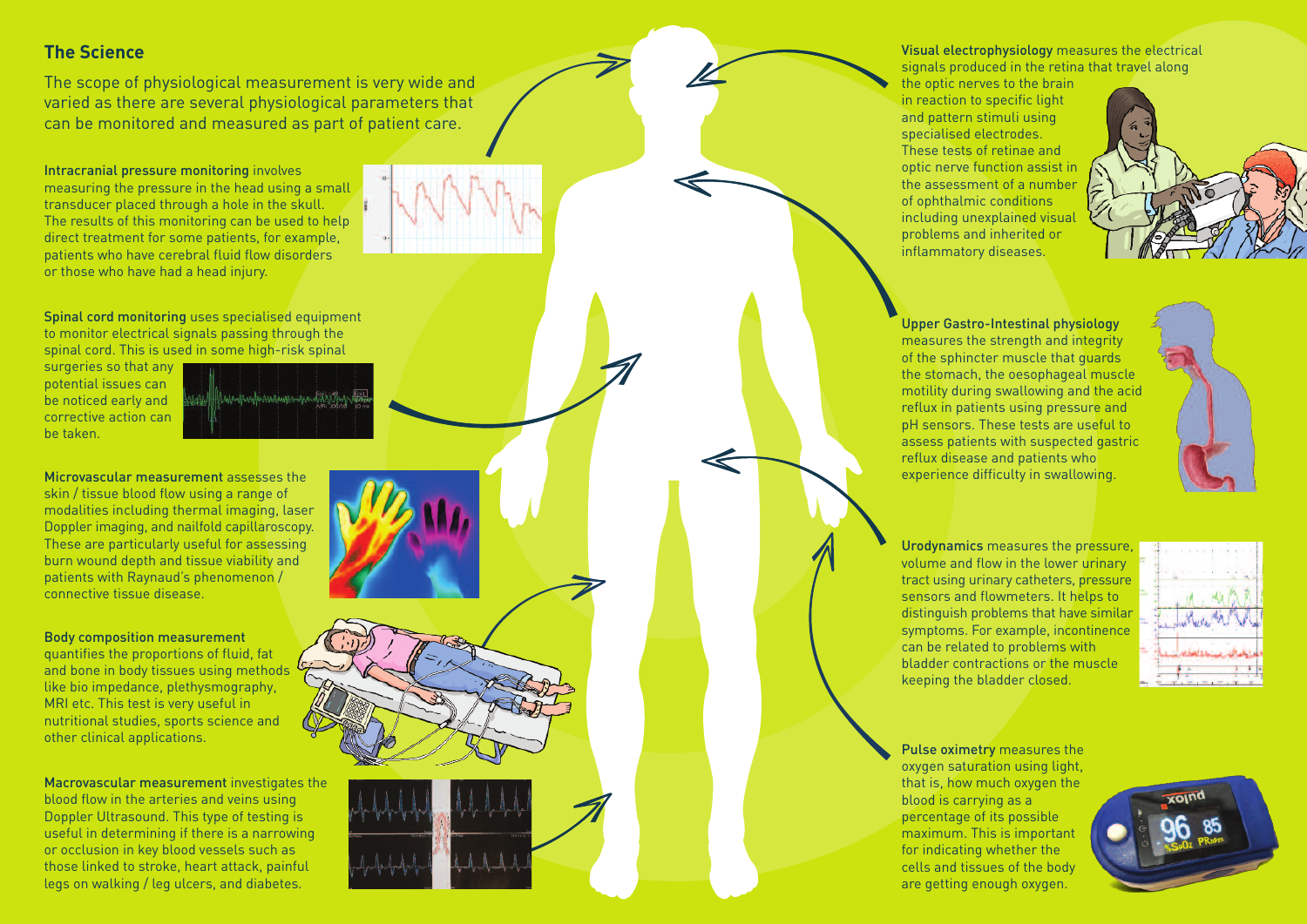## The Science

The scope of physiological measurement is very wide and varied as there are several physiological parameters that can be monitored and measured as part of patient care.

**Intracranial pressure monitoring** involves measuring the pressure in the head using a small transducer placed through a hole in the skull. The results of this monitoring can be used to help direct treatment for some patients, for example, patients who have cerebral fluid flow disorders or those who have had a head injury.

**Spinal cord monitoring** uses specialised equipment to monitor electrical signals passing through the spinal cord. This is used in some high-risk spinal surgeries so that any potential issues can be noticed early and corrective action can be taken.

**Microvascular measurement** assesses the skin / tissue blood flow using a range of modalities including thermal imaging, laser Doppler imaging, and nailfold capillaroscopy. These are particularly useful for assessing burn wound depth and tissue viability and patients with Raynaud's phenomenon / connective tissue disease.

**Body composition measurement** quantifies the proportions of fluid, fat and bone in body tissues using methods like bio impedance, plethysmography, MRI etc. This test is very useful in nutritional studies, sports science and other clinical applications.

**Macrovascular measurement** investigates the blood flow in the arteries and veins using Doppler Ultrasound. This type of testing is useful in determining if there is a narrowing or occlusion in key blood vessels such as those linked to stroke, heart attack, painful legs on walking / leg ulcers, and diabetes.

**Visual electrophysiology** measures the electrical signals produced in the retina that travel along the optic nerves to the brain in reaction to specific light and pattern stimuli using specialised electrodes. These tests of retinae and optic nerve function assist in the assessment of a number of ophthalmic conditions including unexplained visual problems and inherited or inflammatory diseases.

**Upper Gastro-Intestinal physiology** measures the strength and integrity of the sphincter muscle that guards the stomach, the oesophageal muscle motility during swallowing and the acid reflux in patients using pressure and pH sensors. These tests are useful to assess patients with suspected gastric reflux disease and patients who experience difficulty in swallowing.

**Urodynamics** measures the pressure, volume and flow in the lower urinary tract using urinary catheters, pressure sensors and flowmeters. It helps to distinguish problems that have similar symptoms. For example, incontinence can be related to problems with bladder contractions or the muscle keeping the bladder closed.

**Pulse oximetry** measures the oxygen saturation using light, that is, how much oxygen the blood is carrying as a percentage of its possible maximum. This is important for indicating whether the cells and tissues of the body are getting enough oxygen.